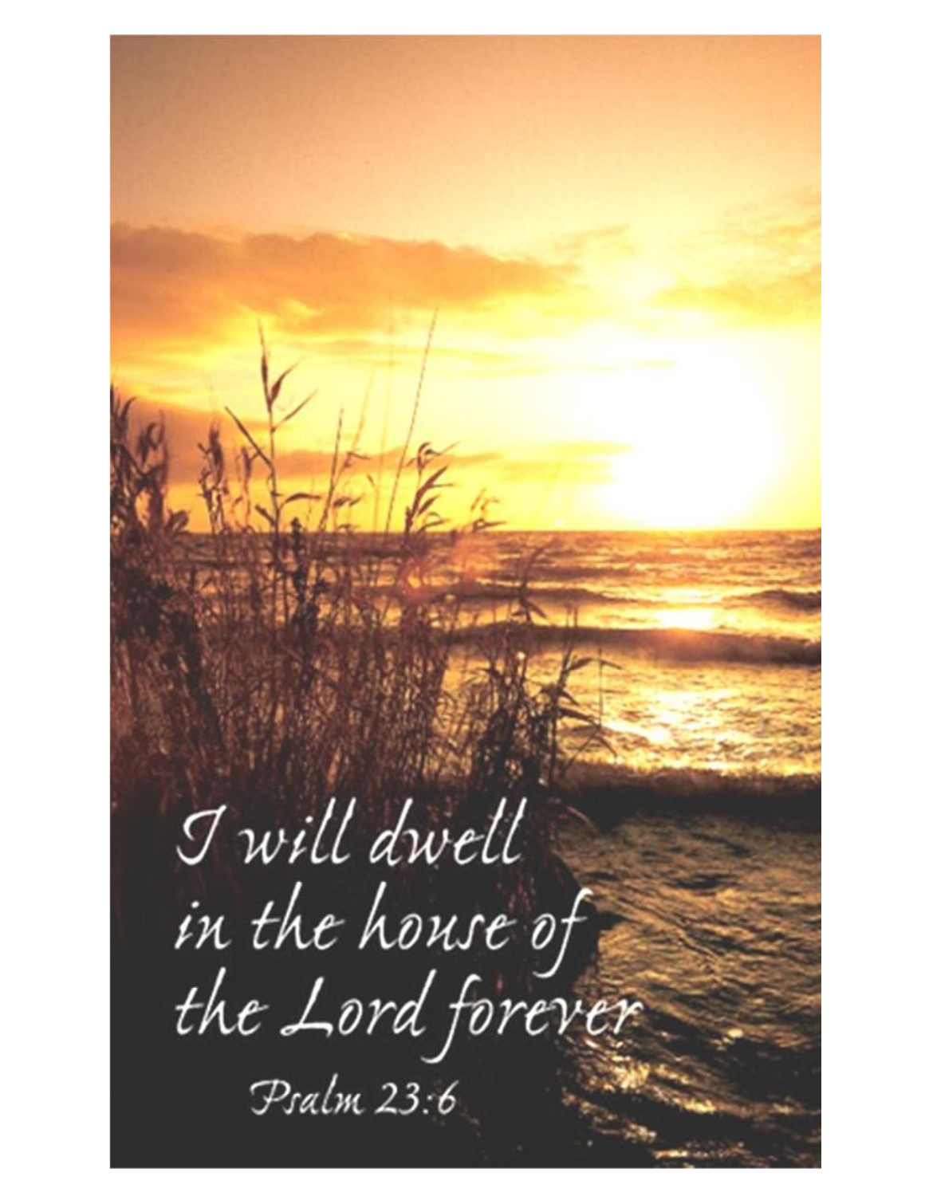I will dwell
in the house of
the Lord forever

Psalm 23:6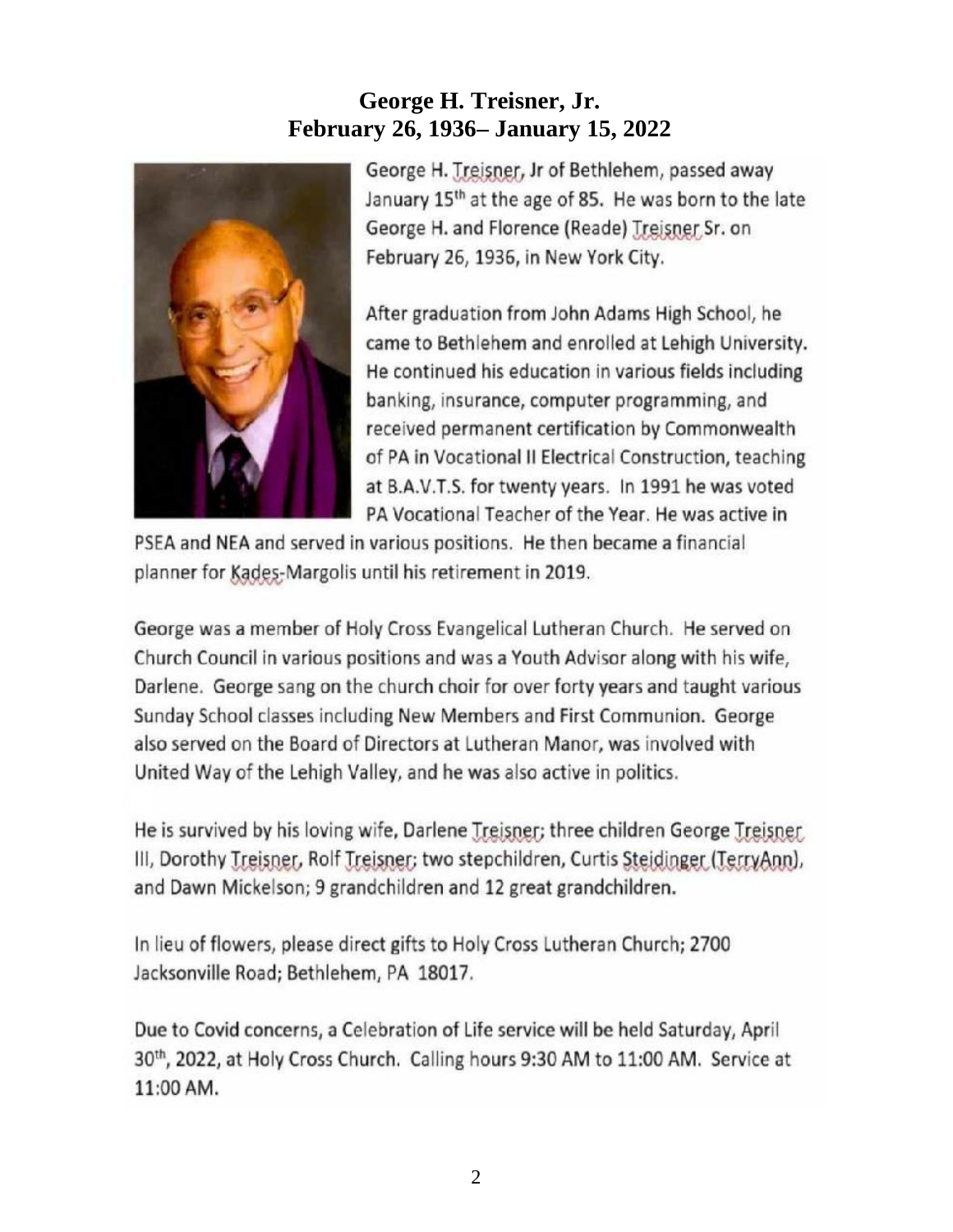## George H. Treisner, Jr.
## February 26, 1936– January 15, 2022

George H. Treisner, Jr of Bethlehem, passed away January 15th at the age of 85. He was born to the late George H. and Florence (Reade) Treisner Sr. on February 26, 1936, in New York City.

After graduation from John Adams High School, he came to Bethlehem and enrolled at Lehigh University. He continued his education in various fields including banking, insurance, computer programming, and received permanent certification by Commonwealth of PA in Vocational II Electrical Construction, teaching at B.A.V.T.S. for twenty years. In 1991 he was voted PA Vocational Teacher of the Year. He was active in PSEA and NEA and served in various positions. He then became a financial planner for Kades-Margolis until his retirement in 2019.

George was a member of Holy Cross Evangelical Lutheran Church. He served on Church Council in various positions and was a Youth Advisor along with his wife, Darlene. George sang on the church choir for over forty years and taught various Sunday School classes including New Members and First Communion. George also served on the Board of Directors at Lutheran Manor, was involved with United Way of the Lehigh Valley, and he was also active in politics.

He is survived by his loving wife, Darlene Treisner; three children George Treisner III, Dorothy Treisner, Rolf Treisner; two stepchildren, Curtis Steidinger (TerryAnn), and Dawn Mickelson; 9 grandchildren and 12 great grandchildren.

In lieu of flowers, please direct gifts to Holy Cross Lutheran Church; 2700 Jacksonville Road; Bethlehem, PA 18017.

Due to Covid concerns, a Celebration of Life service will be held Saturday, April 30th, 2022, at Holy Cross Church. Calling hours 9:30 AM to 11:00 AM. Service at 11:00 AM.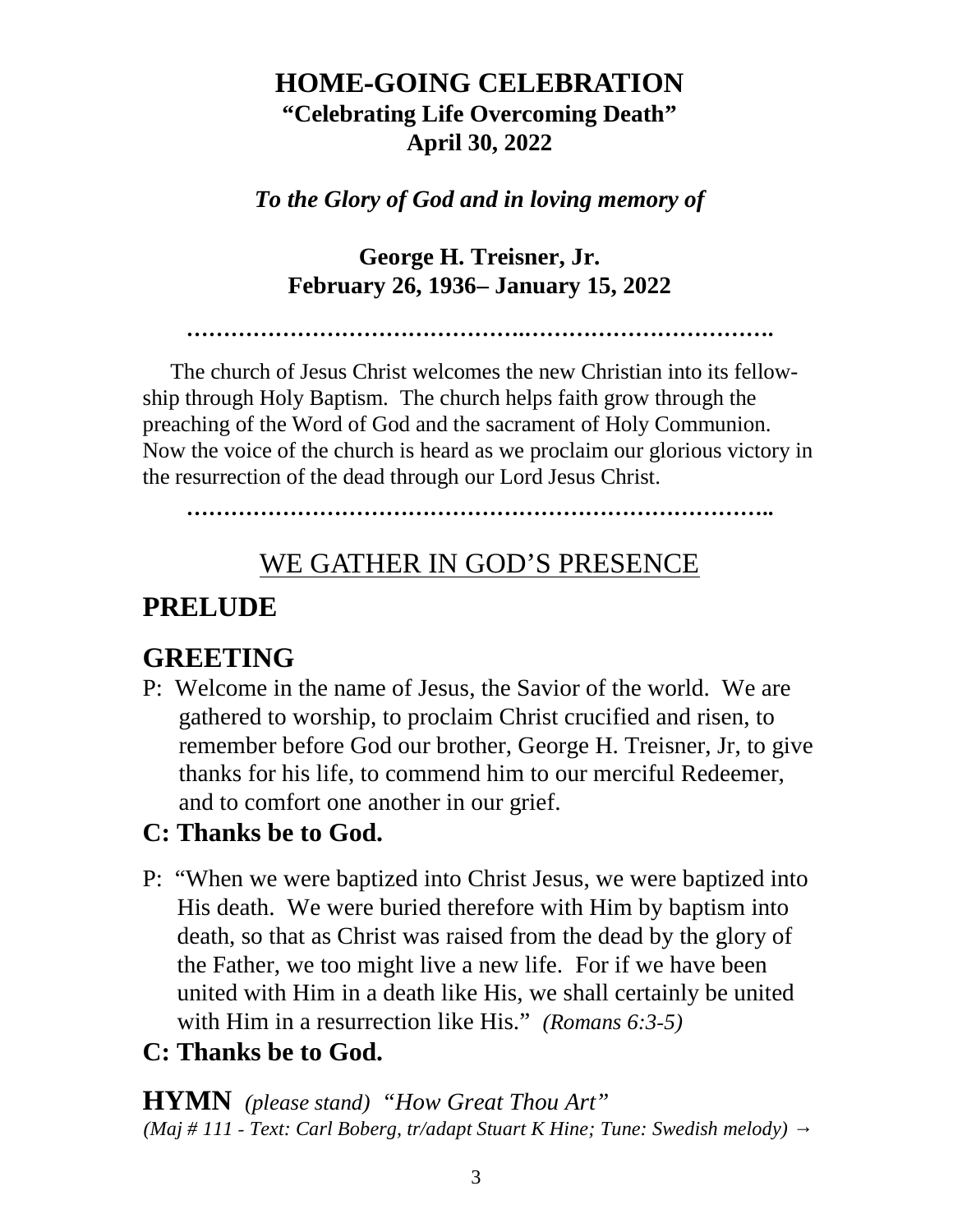# HOME-GOING CELEBRATION

**"Celebrating Life Overcoming Death"**

**April 30, 2022**

***To the Glory of God and in loving memory of***

**George H. Treisner, Jr.**

**February 26, 1936– January 15, 2022**

**…………………………………….…………………………….**

The church of Jesus Christ welcomes the new Christian into its fellowship through Holy Baptism. The church helps faith grow through the preaching of the Word of God and the sacrament of Holy Communion. Now the voice of the church is heard as we proclaim our glorious victory in the resurrection of the dead through our Lord Jesus Christ.

**……………………………………………………………………..**

## WE GATHER IN GOD'S PRESENCE

## PRELUDE

## GREETING

P: Welcome in the name of Jesus, the Savior of the world. We are gathered to worship, to proclaim Christ crucified and risen, to remember before God our brother, George H. Treisner, Jr, to give thanks for his life, to commend him to our merciful Redeemer, and to comfort one another in our grief.

**C: Thanks be to God.**

P: "When we were baptized into Christ Jesus, we were baptized into His death. We were buried therefore with Him by baptism into death, so that as Christ was raised from the dead by the glory of the Father, we too might live a new life. For if we have been united with Him in a death like His, we shall certainly be united with Him in a resurrection like His." *(Romans 6:3-5)*

**C: Thanks be to God.**

**HYMN** *(please stand) "How Great Thou Art"*
*(Maj # 111 - Text: Carl Boberg, tr/adapt Stuart K Hine; Tune: Swedish melody) →*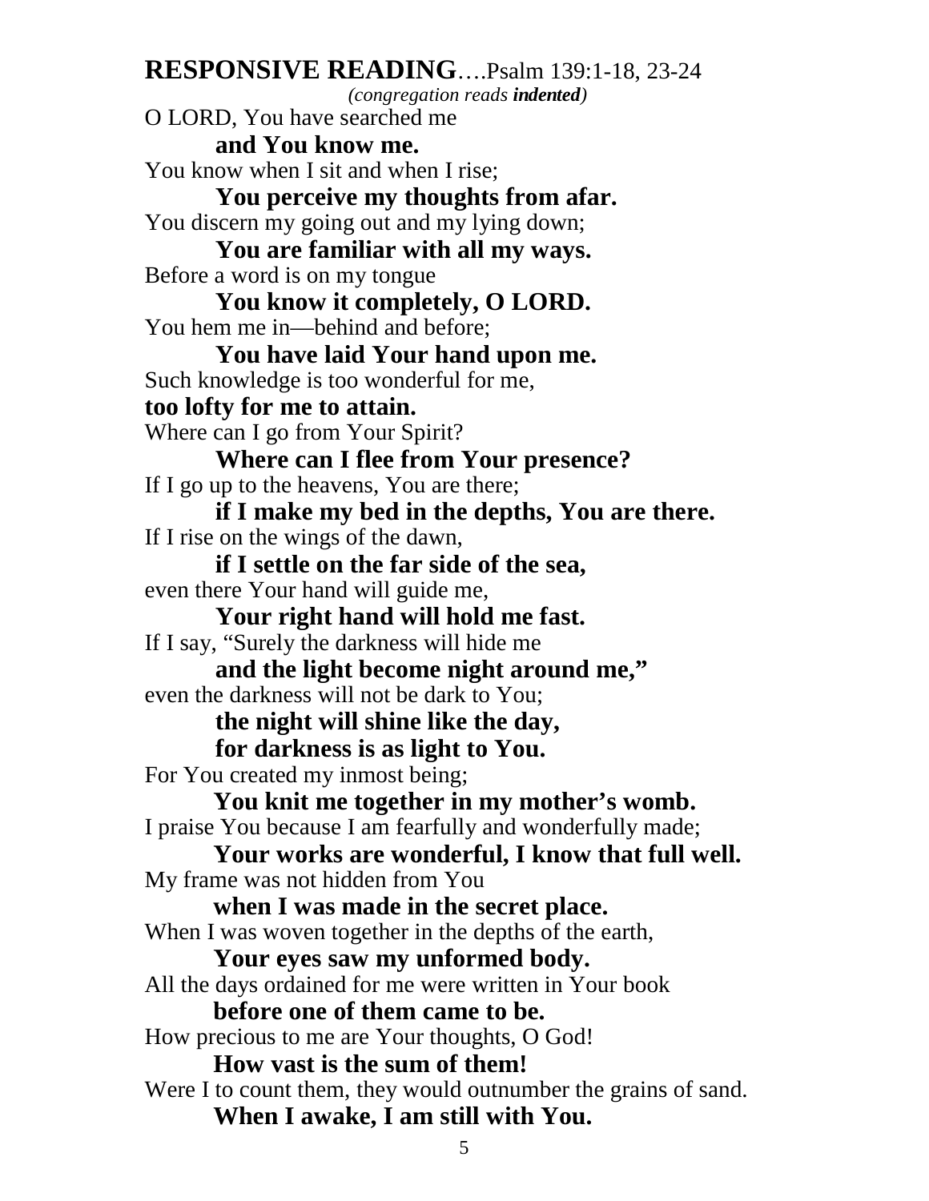## **RESPONSIVE READING**….Psalm 139:1-18, 23-24

*(congregation reads **indented**)*

O LORD, You have searched me
&nbsp;&nbsp;&nbsp;&nbsp;&nbsp;&nbsp;&nbsp;&nbsp;**and You know me.**
You know when I sit and when I rise;
&nbsp;&nbsp;&nbsp;&nbsp;&nbsp;&nbsp;&nbsp;&nbsp;**You perceive my thoughts from afar.**
You discern my going out and my lying down;
&nbsp;&nbsp;&nbsp;&nbsp;&nbsp;&nbsp;&nbsp;&nbsp;**You are familiar with all my ways.**
Before a word is on my tongue
&nbsp;&nbsp;&nbsp;&nbsp;&nbsp;&nbsp;&nbsp;&nbsp;**You know it completely, O LORD.**
You hem me in—behind and before;
&nbsp;&nbsp;&nbsp;&nbsp;&nbsp;&nbsp;&nbsp;&nbsp;**You have laid Your hand upon me.**
Such knowledge is too wonderful for me,
**too lofty for me to attain.**
Where can I go from Your Spirit?
&nbsp;&nbsp;&nbsp;&nbsp;&nbsp;&nbsp;&nbsp;&nbsp;**Where can I flee from Your presence?**
If I go up to the heavens, You are there;
&nbsp;&nbsp;&nbsp;&nbsp;&nbsp;&nbsp;&nbsp;&nbsp;**if I make my bed in the depths, You are there.**
If I rise on the wings of the dawn,
&nbsp;&nbsp;&nbsp;&nbsp;&nbsp;&nbsp;&nbsp;&nbsp;**if I settle on the far side of the sea,**
even there Your hand will guide me,
&nbsp;&nbsp;&nbsp;&nbsp;&nbsp;&nbsp;&nbsp;&nbsp;**Your right hand will hold me fast.**
If I say, “Surely the darkness will hide me
&nbsp;&nbsp;&nbsp;&nbsp;&nbsp;&nbsp;&nbsp;&nbsp;**and the light become night around me,”**
even the darkness will not be dark to You;
&nbsp;&nbsp;&nbsp;&nbsp;&nbsp;&nbsp;&nbsp;&nbsp;**the night will shine like the day,**
&nbsp;&nbsp;&nbsp;&nbsp;&nbsp;&nbsp;&nbsp;&nbsp;**for darkness is as light to You.**
For You created my inmost being;
&nbsp;&nbsp;&nbsp;&nbsp;&nbsp;&nbsp;&nbsp;&nbsp;**You knit me together in my mother’s womb.**
I praise You because I am fearfully and wonderfully made;
&nbsp;&nbsp;&nbsp;&nbsp;&nbsp;&nbsp;&nbsp;&nbsp;**Your works are wonderful, I know that full well.**
My frame was not hidden from You
&nbsp;&nbsp;&nbsp;&nbsp;&nbsp;&nbsp;&nbsp;&nbsp;**when I was made in the secret place.**
When I was woven together in the depths of the earth,
&nbsp;&nbsp;&nbsp;&nbsp;&nbsp;&nbsp;&nbsp;&nbsp;**Your eyes saw my unformed body.**
All the days ordained for me were written in Your book
&nbsp;&nbsp;&nbsp;&nbsp;&nbsp;&nbsp;&nbsp;&nbsp;**before one of them came to be.**
How precious to me are Your thoughts, O God!
&nbsp;&nbsp;&nbsp;&nbsp;&nbsp;&nbsp;&nbsp;&nbsp;**How vast is the sum of them!**
Were I to count them, they would outnumber the grains of sand.
&nbsp;&nbsp;&nbsp;&nbsp;&nbsp;&nbsp;&nbsp;&nbsp;**When I awake, I am still with You.**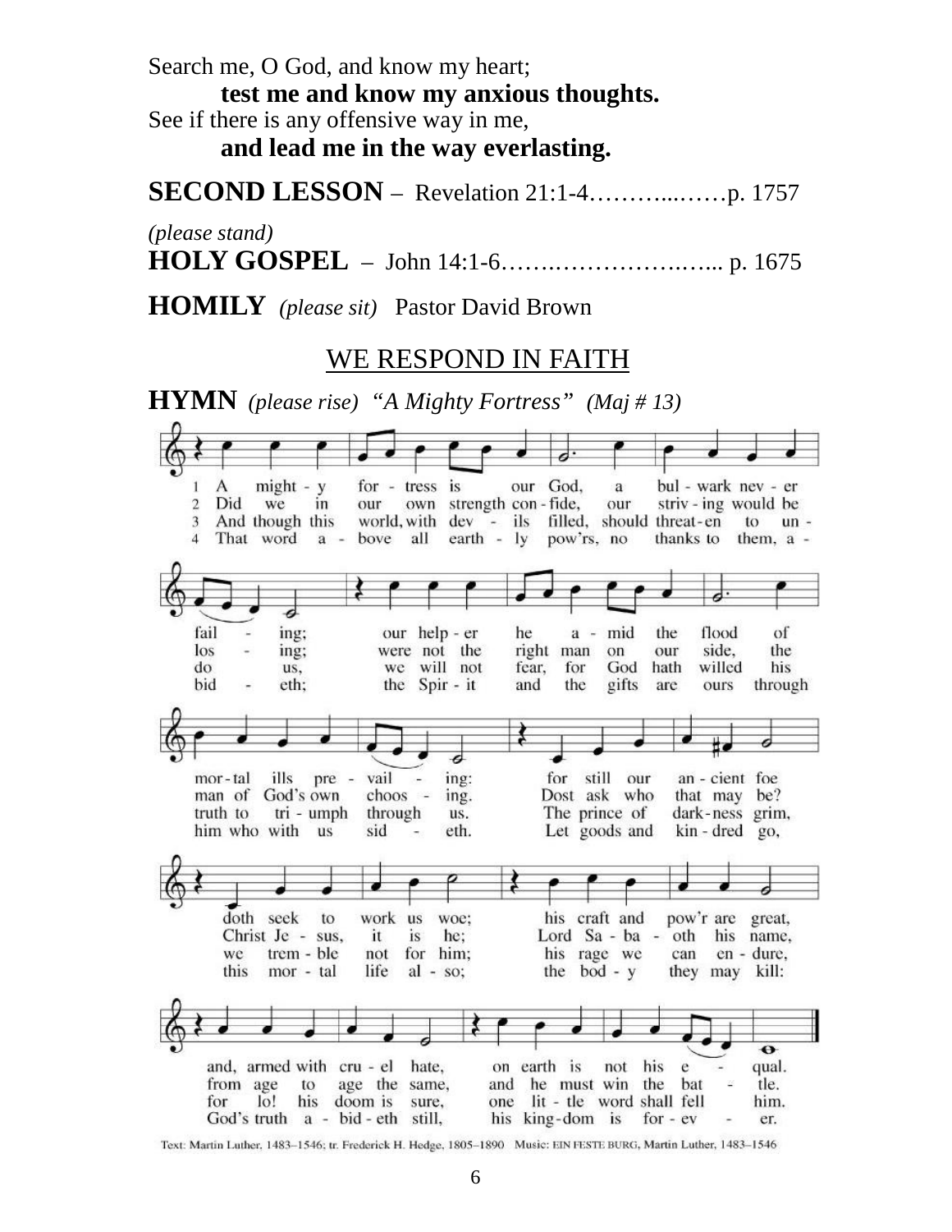Search me, O God, and know my heart;

**test me and know my anxious thoughts.**

See if there is any offensive way in me,

**and lead me in the way everlasting.**

**SECOND LESSON** – Revelation 21:1-4………...……p. 1757

*(please stand)*

**HOLY GOSPEL** – John 14:1-6…….……………..….. p. 1675

**HOMILY** *(please sit)* Pastor David Brown

## WE RESPOND IN FAITH

**HYMN** *(please rise)* *"A Mighty Fortress"* *(Maj # 13)*

1 A might - y for - tress is our God, a bul - wark nev - er fail - ing; our help - er he a - mid the flood of mor - tal ills pre - vail - ing: for still our an - cient foe doth seek to work us woe; his craft and pow'r are great, and, armed with cru - el hate, on earth is not his e - qual.

2 Did we in our own strength con - fide, our striv - ing would be los - ing; were not the right man on our side, the man of God's own choos - ing. Dost ask who that may be? Christ Je - sus, it is he; Lord Sa - ba - oth his name, from age to age the same, and he must win the bat - tle.

3 And though this world, with dev - ils filled, should threat - en to un - do us, we will not fear, for God hath willed his truth to tri - umph through us. The prince of dark - ness grim, we trem - ble not for him; his rage we can en - dure, for lo! his doom is sure, one lit - tle word shall fell him.

4 That word a - bove all earth - ly pow'rs, no thanks to them, a - bid - eth; the Spir - it and the gifts are ours through him who with us sid - eth. Let goods and kin - dred go, this mor - tal life al - so; the bod - y they may kill: God's truth a - bid - eth still, his king - dom is for - ev - er.

Text: Martin Luther, 1483–1546; tr. Frederick H. Hedge, 1805–1890 Music: EIN FESTE BURG, Martin Luther, 1483–1546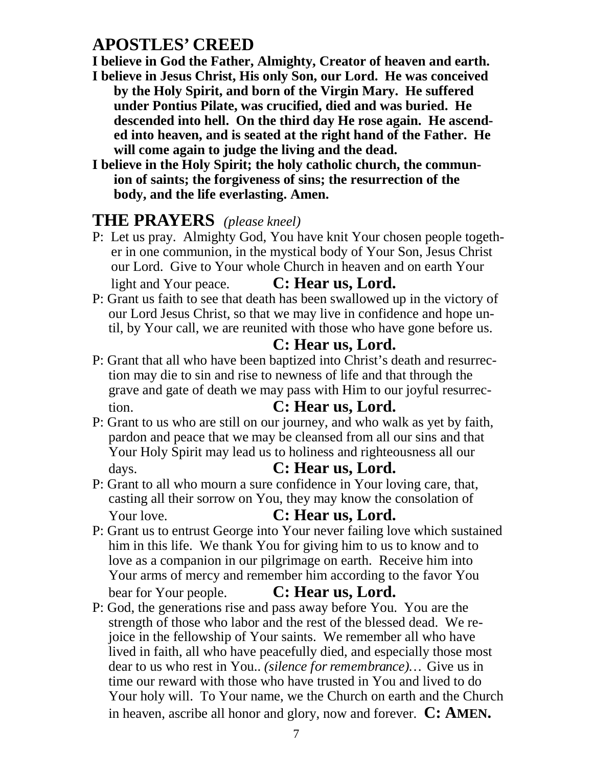## APOSTLES' CREED

**I believe in God the Father, Almighty, Creator of heaven and earth.**

**I believe in Jesus Christ, His only Son, our Lord. He was conceived by the Holy Spirit, and born of the Virgin Mary. He suffered under Pontius Pilate, was crucified, died and was buried. He descended into hell. On the third day He rose again. He ascended into heaven, and is seated at the right hand of the Father. He will come again to judge the living and the dead.**

**I believe in the Holy Spirit; the holy catholic church, the communion of saints; the forgiveness of sins; the resurrection of the body, and the life everlasting. Amen.**

## THE PRAYERS *(please kneel)*

P: Let us pray. Almighty God, You have knit Your chosen people together in one communion, in the mystical body of Your Son, Jesus Christ our Lord. Give to Your whole Church in heaven and on earth Your light and Your peace. **C: Hear us, Lord.**

P: Grant us faith to see that death has been swallowed up in the victory of our Lord Jesus Christ, so that we may live in confidence and hope until, by Your call, we are reunited with those who have gone before us. **C: Hear us, Lord.**

P: Grant that all who have been baptized into Christ's death and resurrection may die to sin and rise to newness of life and that through the grave and gate of death we may pass with Him to our joyful resurrection. **C: Hear us, Lord.**

P: Grant to us who are still on our journey, and who walk as yet by faith, pardon and peace that we may be cleansed from all our sins and that Your Holy Spirit may lead us to holiness and righteousness all our days. **C: Hear us, Lord.**

P: Grant to all who mourn a sure confidence in Your loving care, that, casting all their sorrow on You, they may know the consolation of Your love. **C: Hear us, Lord.**

P: Grant us to entrust George into Your never failing love which sustained him in this life. We thank You for giving him to us to know and to love as a companion in our pilgrimage on earth. Receive him into Your arms of mercy and remember him according to the favor You bear for Your people. **C: Hear us, Lord.**

P: God, the generations rise and pass away before You. You are the strength of those who labor and the rest of the blessed dead. We rejoice in the fellowship of Your saints. We remember all who have lived in faith, all who have peacefully died, and especially those most dear to us who rest in You.. *(silence for remembrance)…* Give us in time our reward with those who have trusted in You and lived to do Your holy will. To Your name, we the Church on earth and the Church in heaven, ascribe all honor and glory, now and forever. **C: AMEN.**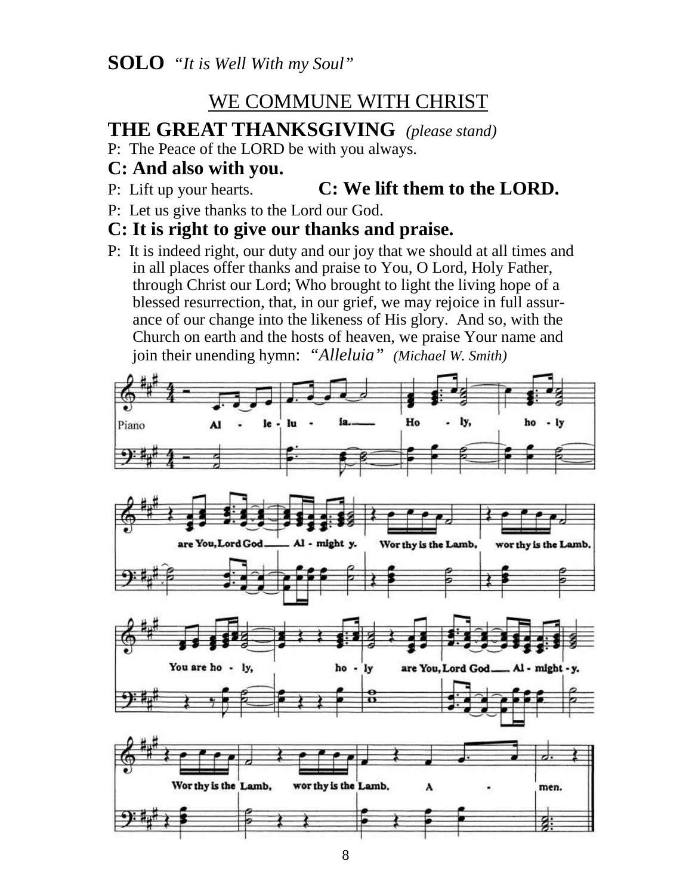**SOLO** *"It is Well With my Soul"*

## WE COMMUNE WITH CHRIST

### THE GREAT THANKSGIVING *(please stand)*

P: The Peace of the LORD be with you always.

**C: And also with you.**

P: Lift up your hearts. **C: We lift them to the LORD.**

P: Let us give thanks to the Lord our God.

**C: It is right to give our thanks and praise.**

P: It is indeed right, our duty and our joy that we should at all times and in all places offer thanks and praise to You, O Lord, Holy Father, through Christ our Lord; Who brought to light the living hope of a blessed resurrection, that, in our grief, we may rejoice in full assurance of our change into the likeness of His glory. And so, with the Church on earth and the hosts of heaven, we praise Your name and join their unending hymn: *"Alleluia" (Michael W. Smith)*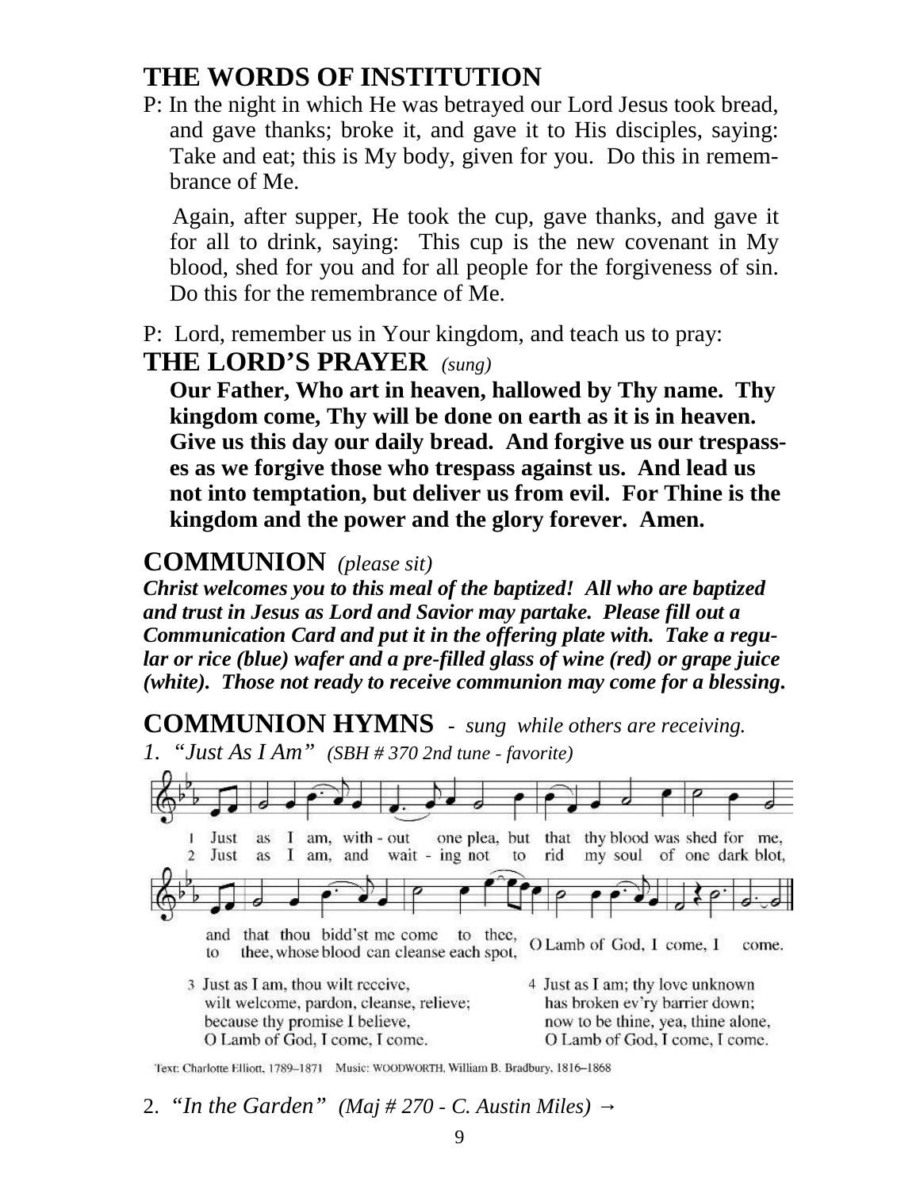## THE WORDS OF INSTITUTION

P: In the night in which He was betrayed our Lord Jesus took bread, and gave thanks; broke it, and gave it to His disciples, saying: Take and eat; this is My body, given for you. Do this in remembrance of Me.

Again, after supper, He took the cup, gave thanks, and gave it for all to drink, saying: This cup is the new covenant in My blood, shed for you and for all people for the forgiveness of sin. Do this for the remembrance of Me.

P: Lord, remember us in Your kingdom, and teach us to pray:

## THE LORD'S PRAYER *(sung)*

**Our Father, Who art in heaven, hallowed by Thy name. Thy kingdom come, Thy will be done on earth as it is in heaven. Give us this day our daily bread. And forgive us our trespasses as we forgive those who trespass against us. And lead us not into temptation, but deliver us from evil. For Thine is the kingdom and the power and the glory forever. Amen.**

## COMMUNION *(please sit)*

***Christ welcomes you to this meal of the baptized! All who are baptized and trust in Jesus as Lord and Savior may partake. Please fill out a Communication Card and put it in the offering plate with. Take a regular or rice (blue) wafer and a pre-filled glass of wine (red) or grape juice (white). Those not ready to receive communion may come for a blessing.***

## COMMUNION HYMNS - *sung while others are receiving.*

*1. "Just As I Am" (SBH # 370 2nd tune - favorite)*

1 Just as I am, without one plea, but that thy blood was shed for me, and that thou bidd'st me come to thee, O Lamb of God, I come, I come.

2 Just as I am, and waiting not to rid my soul of one dark blot, to thee, whose blood can cleanse each spot, O Lamb of God, I come, I come.

3 Just as I am, thou wilt receive,
wilt welcome, pardon, cleanse, relieve;
because thy promise I believe,
O Lamb of God, I come, I come.

4 Just as I am; thy love unknown
has broken ev'ry barrier down;
now to be thine, yea, thine alone,
O Lamb of God, I come, I come.

Text: Charlotte Elliott, 1789–1871 Music: WOODWORTH, William B. Bradbury, 1816–1868

2. *"In the Garden" (Maj # 270 - C. Austin Miles) →*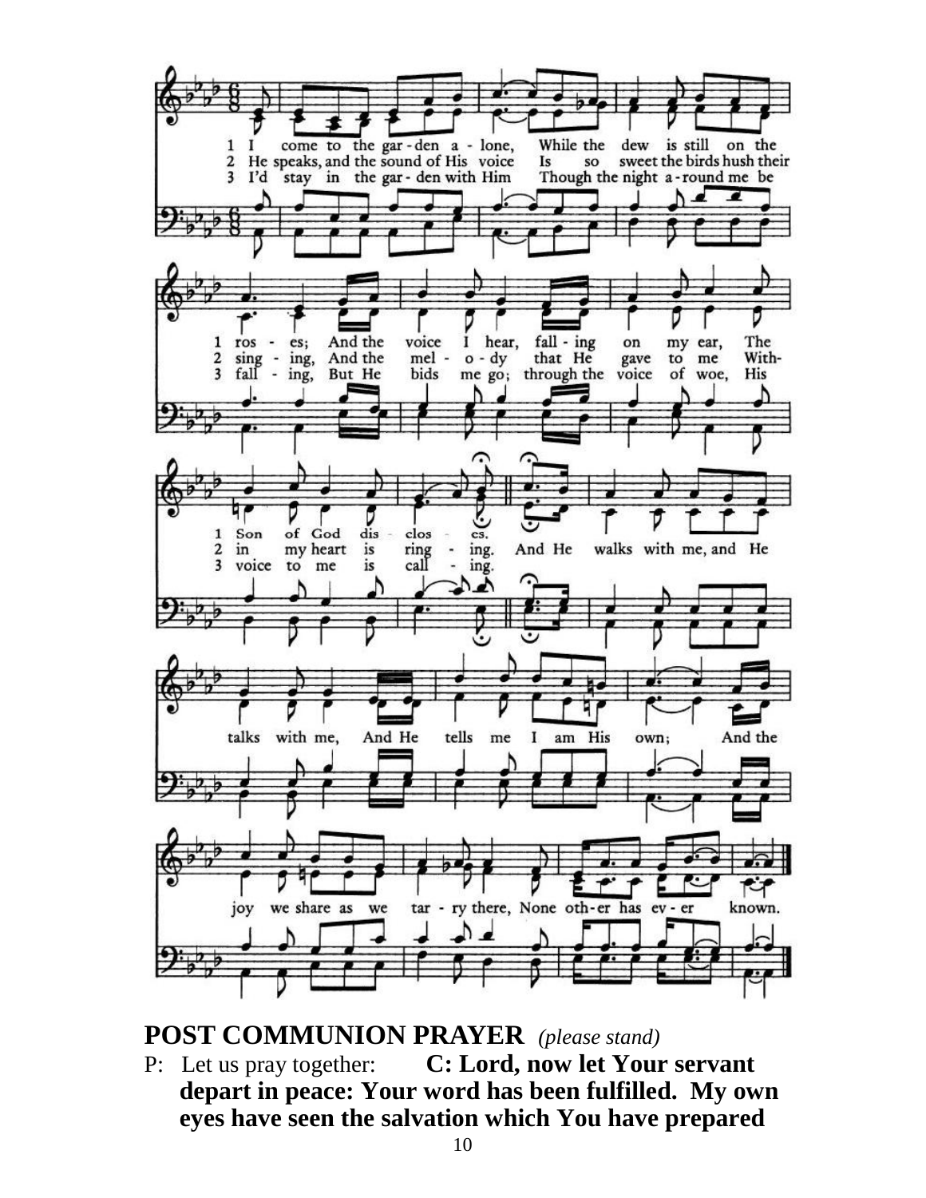1 I come to the garden alone, While the dew is still on the roses; And the voice I hear, falling on my ear, The Son of God discloses.

2 He speaks, and the sound of His voice Is so sweet the birds hush their singing, And the melody that He gave to me Within my heart is ringing.

3 I'd stay in the garden with Him Though the night around me be falling, But He bids me go; through the voice of woe, His voice to me is calling.

And He walks with me, and He talks with me, And He tells me I am His own; And the joy we share as we tarry there, None other has ever known.

**POST COMMUNION PRAYER** *(please stand)*

P: Let us pray together: **C: Lord, now let Your servant depart in peace: Your word has been fulfilled. My own eyes have seen the salvation which You have prepared**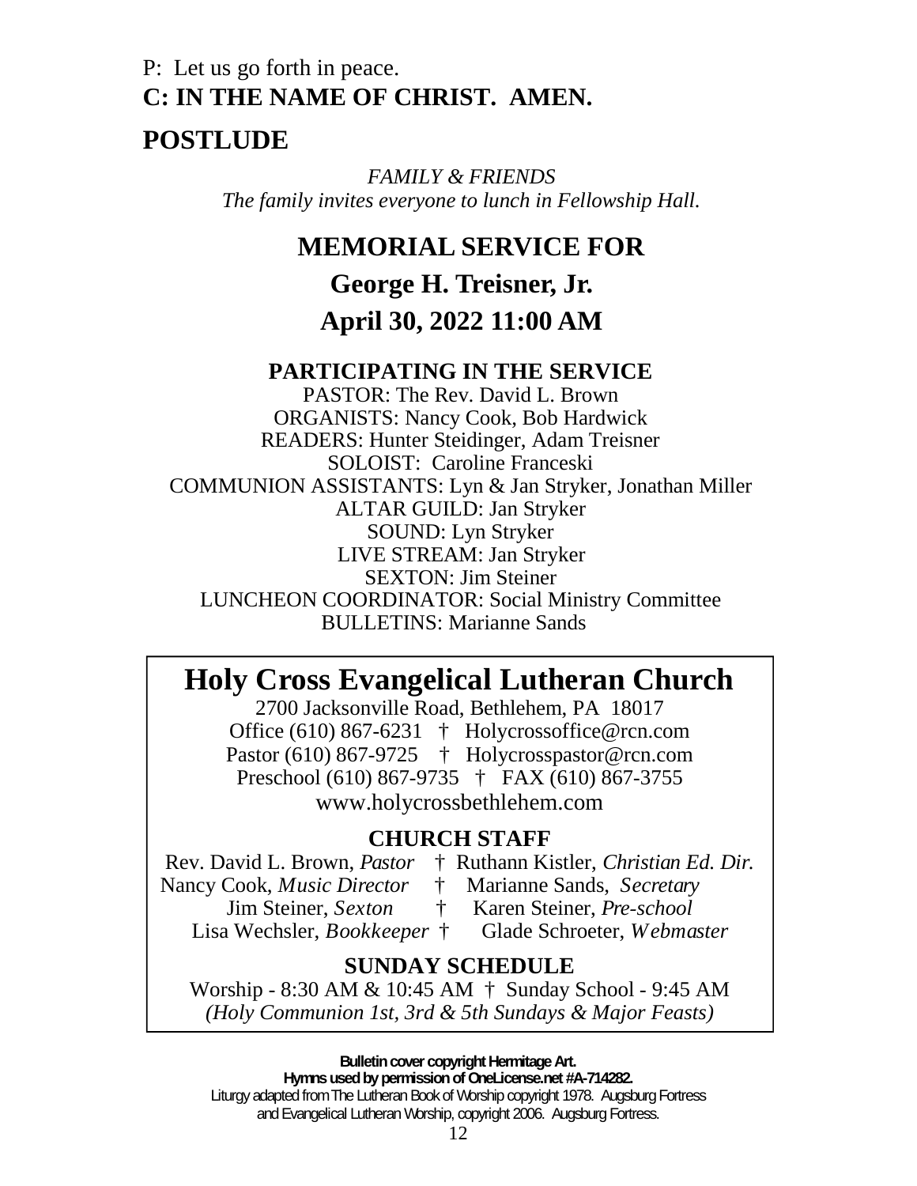P: Let us go forth in peace.
**C: IN THE NAME OF CHRIST. AMEN.**

## POSTLUDE

*FAMILY & FRIENDS*
*The family invites everyone to lunch in Fellowship Hall.*

# MEMORIAL SERVICE FOR

## George H. Treisner, Jr.

## April 30, 2022 11:00 AM

### PARTICIPATING IN THE SERVICE

PASTOR: The Rev. David L. Brown
ORGANISTS: Nancy Cook, Bob Hardwick
READERS: Hunter Steidinger, Adam Treisner
SOLOIST: Caroline Franceski
COMMUNION ASSISTANTS: Lyn & Jan Stryker, Jonathan Miller
ALTAR GUILD: Jan Stryker
SOUND: Lyn Stryker
LIVE STREAM: Jan Stryker
SEXTON: Jim Steiner
LUNCHEON COORDINATOR: Social Ministry Committee
BULLETINS: Marianne Sands

## Holy Cross Evangelical Lutheran Church

2700 Jacksonville Road, Bethlehem, PA 18017
Office (610) 867-6231 † Holycrossoffice@rcn.com
Pastor (610) 867-9725 † Holycrosspastor@rcn.com
Preschool (610) 867-9735 † FAX (610) 867-3755
www.holycrossbethlehem.com

### CHURCH STAFF

Rev. David L. Brown, *Pastor* † Ruthann Kistler, *Christian Ed. Dir.*
Nancy Cook, *Music Director* † Marianne Sands, *Secretary*
Jim Steiner, *Sexton* † Karen Steiner, *Pre-school*
Lisa Wechsler, *Bookkeeper* † Glade Schroeter, *Webmaster*

### SUNDAY SCHEDULE

Worship - 8:30 AM & 10:45 AM † Sunday School - 9:45 AM
*(Holy Communion 1st, 3rd & 5th Sundays & Major Feasts)*

**Bulletin cover copyright Hermitage Art.**
**Hymns used by permission of OneLicense.net #A-714282.**
Liturgy adapted from The Lutheran Book of Worship copyright 1978. Augsburg Fortress and Evangelical Lutheran Worship, copyright 2006. Augsburg Fortress.